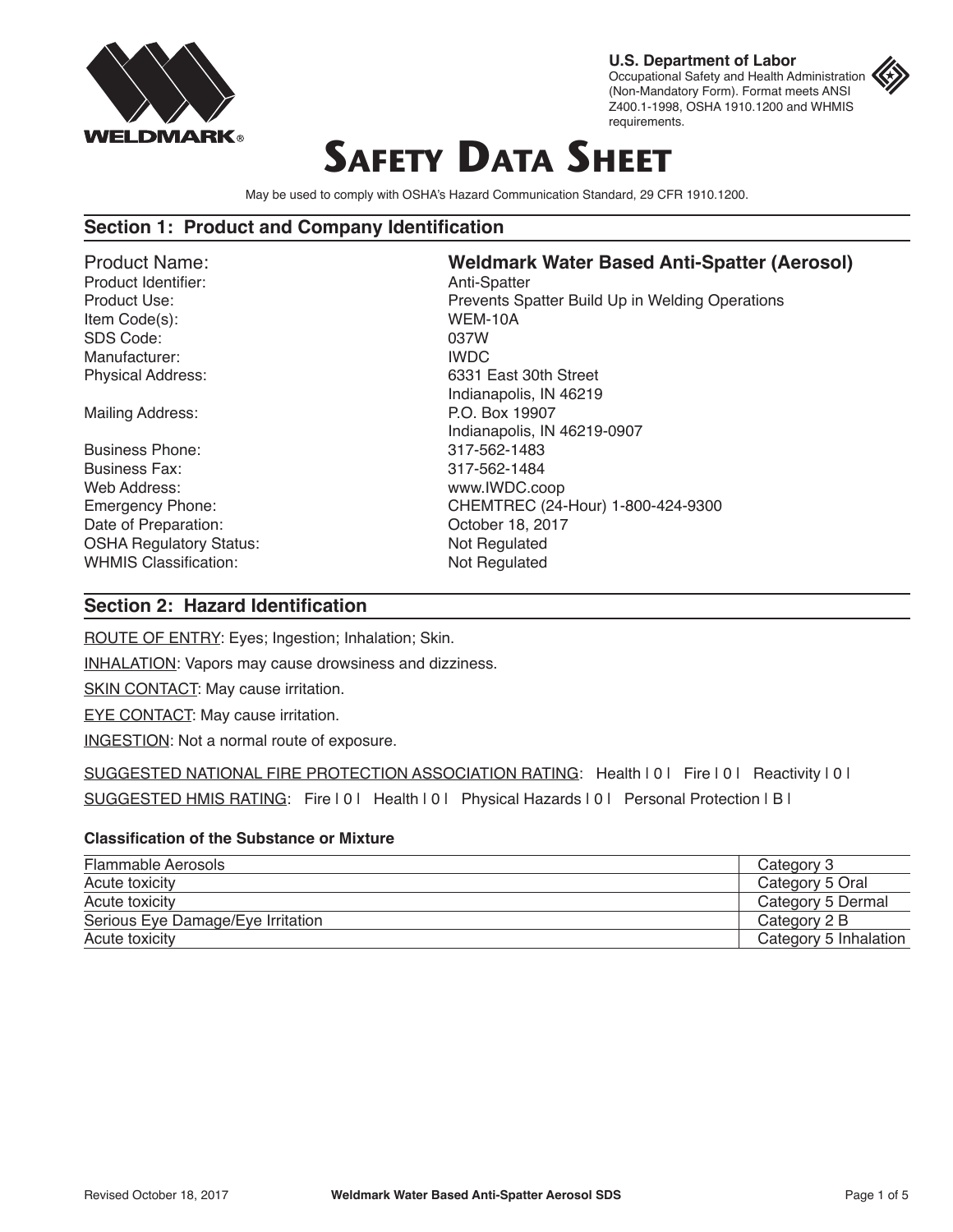WELDMARK®

**U.S. Department of Labor**
Occupational Safety and Health Administration (Non-Mandatory Form). Format meets ANSI Z400.1-1998, OSHA 1910.1200 and WHMIS requirements.

# Safety Data Sheet

May be used to comply with OSHA's Hazard Communication Standard, 29 CFR 1910.1200.

## Section 1: Product and Company Identification

| | |
|---|---|
| Product Name: | **Weldmark Water Based Anti-Spatter (Aerosol)** |
| Product Identifier: | Anti-Spatter |
| Product Use: | Prevents Spatter Build Up in Welding Operations |
| Item Code(s): | WEM-10A |
| SDS Code: | 037W |
| Manufacturer: | IWDC |
| Physical Address: | 6331 East 30th Street<br>Indianapolis, IN 46219 |
| Mailing Address: | P.O. Box 19907<br>Indianapolis, IN 46219-0907 |
| Business Phone: | 317-562-1483 |
| Business Fax: | 317-562-1484 |
| Web Address: | www.IWDC.coop |
| Emergency Phone: | CHEMTREC (24-Hour) 1-800-424-9300 |
| Date of Preparation: | October 18, 2017 |
| OSHA Regulatory Status: | Not Regulated |
| WHMIS Classification: | Not Regulated |

## Section 2: Hazard Identification

ROUTE OF ENTRY: Eyes; Ingestion; Inhalation; Skin.

INHALATION: Vapors may cause drowsiness and dizziness.

SKIN CONTACT: May cause irritation.

EYE CONTACT: May cause irritation.

INGESTION: Not a normal route of exposure.

SUGGESTED NATIONAL FIRE PROTECTION ASSOCIATION RATING: Health | 0 | Fire | 0 | Reactivity | 0 |

SUGGESTED HMIS RATING: Fire | 0 | Health | 0 | Physical Hazards | 0 | Personal Protection | B |

### Classification of the Substance or Mixture

| | |
|---|---|
| Flammable Aerosols | Category 3 |
| Acute toxicity | Category 5 Oral |
| Acute toxicity | Category 5 Dermal |
| Serious Eye Damage/Eye Irritation | Category 2 B |
| Acute toxicity | Category 5 Inhalation |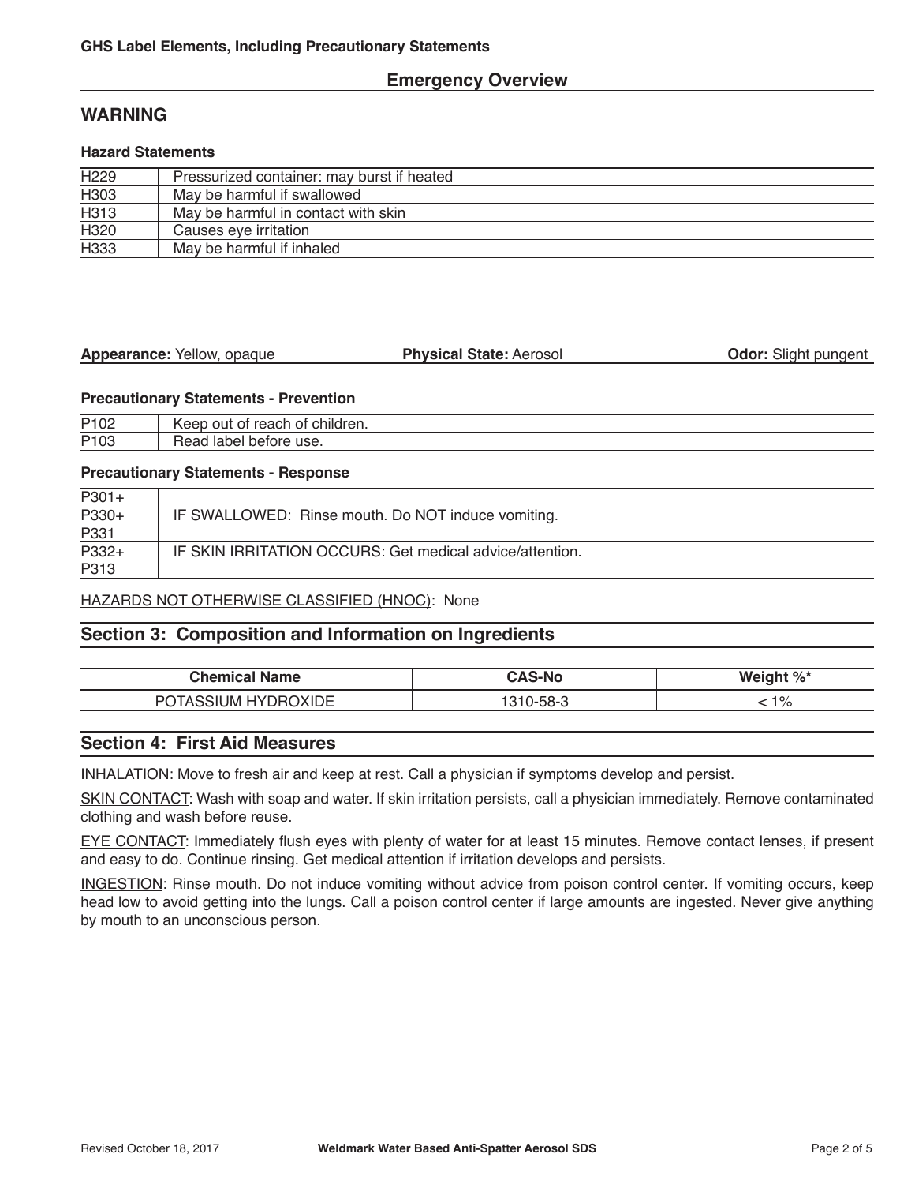**GHS Label Elements, Including Precautionary Statements**

## Emergency Overview

## WARNING

**Hazard Statements**

| | |
|---|---|
| H229 | Pressurized container: may burst if heated |
| H303 | May be harmful if swallowed |
| H313 | May be harmful in contact with skin |
| H320 | Causes eye irritation |
| H333 | May be harmful if inhaled |

**Appearance:** Yellow, opaque **Physical State:** Aerosol **Odor:** Slight pungent

**Precautionary Statements - Prevention**

| | |
|---|---|
| P102 | Keep out of reach of children. |
| P103 | Read label before use. |

**Precautionary Statements - Response**

| | |
|---|---|
| P301+ P330+ P331 | IF SWALLOWED: Rinse mouth. Do NOT induce vomiting. |
| P332+ P313 | IF SKIN IRRITATION OCCURS: Get medical advice/attention. |

HAZARDS NOT OTHERWISE CLASSIFIED (HNOC): None

## Section 3: Composition and Information on Ingredients

| Chemical Name | CAS-No | Weight %* |
|---|---|---|
| POTASSIUM HYDROXIDE | 1310-58-3 | < 1% |

## Section 4: First Aid Measures

INHALATION: Move to fresh air and keep at rest. Call a physician if symptoms develop and persist.

SKIN CONTACT: Wash with soap and water. If skin irritation persists, call a physician immediately. Remove contaminated clothing and wash before reuse.

EYE CONTACT: Immediately flush eyes with plenty of water for at least 15 minutes. Remove contact lenses, if present and easy to do. Continue rinsing. Get medical attention if irritation develops and persists.

INGESTION: Rinse mouth. Do not induce vomiting without advice from poison control center. If vomiting occurs, keep head low to avoid getting into the lungs. Call a poison control center if large amounts are ingested. Never give anything by mouth to an unconscious person.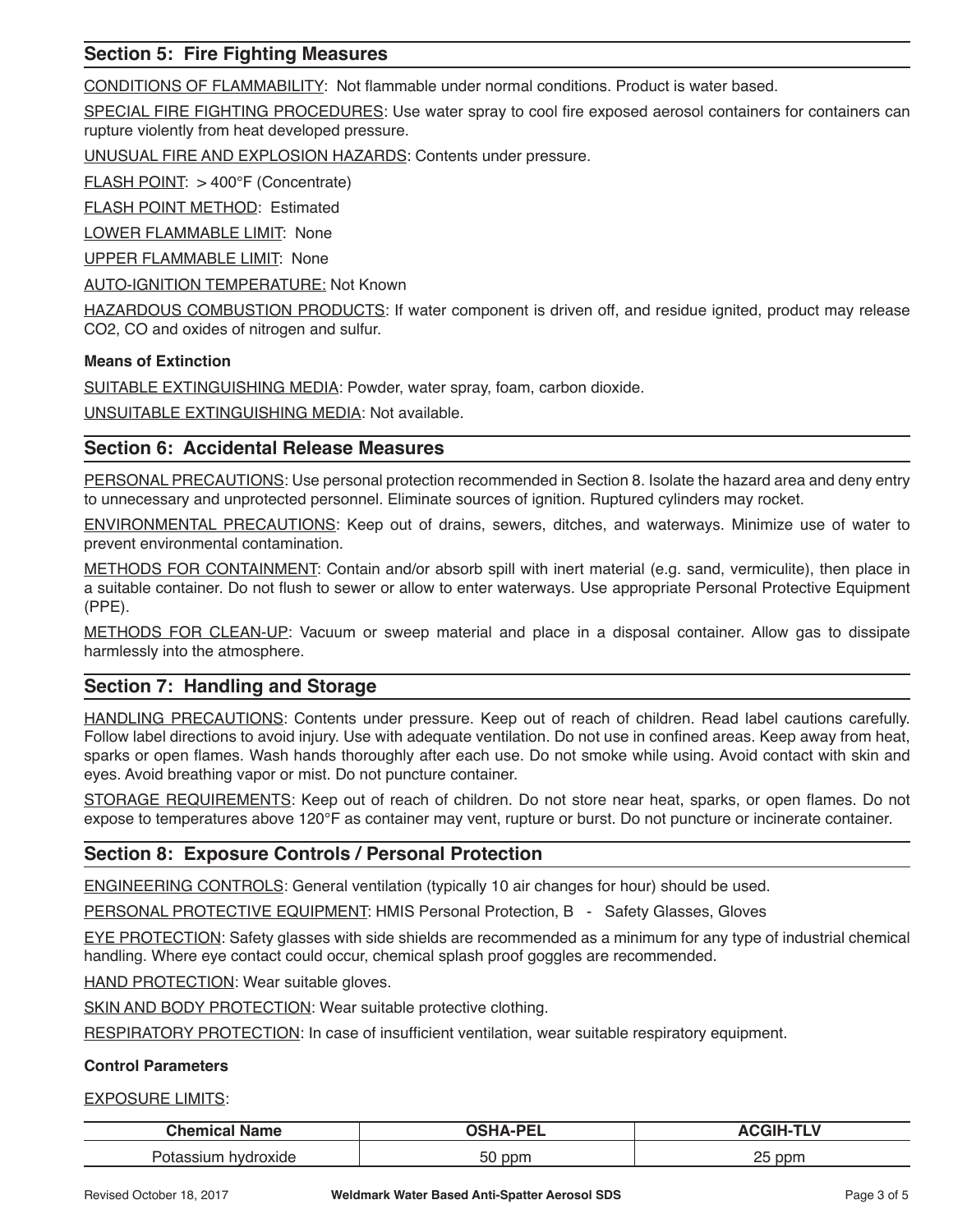## Section 5: Fire Fighting Measures

CONDITIONS OF FLAMMABILITY: Not flammable under normal conditions. Product is water based.

SPECIAL FIRE FIGHTING PROCEDURES: Use water spray to cool fire exposed aerosol containers for containers can rupture violently from heat developed pressure.

UNUSUAL FIRE AND EXPLOSION HAZARDS: Contents under pressure.

FLASH POINT: > 400°F (Concentrate)

FLASH POINT METHOD: Estimated

LOWER FLAMMABLE LIMIT: None

UPPER FLAMMABLE LIMIT: None

AUTO-IGNITION TEMPERATURE: Not Known

HAZARDOUS COMBUSTION PRODUCTS: If water component is driven off, and residue ignited, product may release $CO_2$, CO and oxides of nitrogen and sulfur.

**Means of Extinction**

SUITABLE EXTINGUISHING MEDIA: Powder, water spray, foam, carbon dioxide.

UNSUITABLE EXTINGUISHING MEDIA: Not available.

## Section 6: Accidental Release Measures

PERSONAL PRECAUTIONS: Use personal protection recommended in Section 8. Isolate the hazard area and deny entry to unnecessary and unprotected personnel. Eliminate sources of ignition. Ruptured cylinders may rocket.

ENVIRONMENTAL PRECAUTIONS: Keep out of drains, sewers, ditches, and waterways. Minimize use of water to prevent environmental contamination.

METHODS FOR CONTAINMENT: Contain and/or absorb spill with inert material (e.g. sand, vermiculite), then place in a suitable container. Do not flush to sewer or allow to enter waterways. Use appropriate Personal Protective Equipment (PPE).

METHODS FOR CLEAN-UP: Vacuum or sweep material and place in a disposal container. Allow gas to dissipate harmlessly into the atmosphere.

## Section 7: Handling and Storage

HANDLING PRECAUTIONS: Contents under pressure. Keep out of reach of children. Read label cautions carefully. Follow label directions to avoid injury. Use with adequate ventilation. Do not use in confined areas. Keep away from heat, sparks or open flames. Wash hands thoroughly after each use. Do not smoke while using. Avoid contact with skin and eyes. Avoid breathing vapor or mist. Do not puncture container.

STORAGE REQUIREMENTS: Keep out of reach of children. Do not store near heat, sparks, or open flames. Do not expose to temperatures above 120°F as container may vent, rupture or burst. Do not puncture or incinerate container.

## Section 8: Exposure Controls / Personal Protection

ENGINEERING CONTROLS: General ventilation (typically 10 air changes for hour) should be used.

PERSONAL PROTECTIVE EQUIPMENT: HMIS Personal Protection, B - Safety Glasses, Gloves

EYE PROTECTION: Safety glasses with side shields are recommended as a minimum for any type of industrial chemical handling. Where eye contact could occur, chemical splash proof goggles are recommended.

HAND PROTECTION: Wear suitable gloves.

SKIN AND BODY PROTECTION: Wear suitable protective clothing.

RESPIRATORY PROTECTION: In case of insufficient ventilation, wear suitable respiratory equipment.

**Control Parameters**

EXPOSURE LIMITS:

| Chemical Name | OSHA-PEL | ACGIH-TLV |
|---|---|---|
| Potassium hydroxide | 50 ppm | 25 ppm |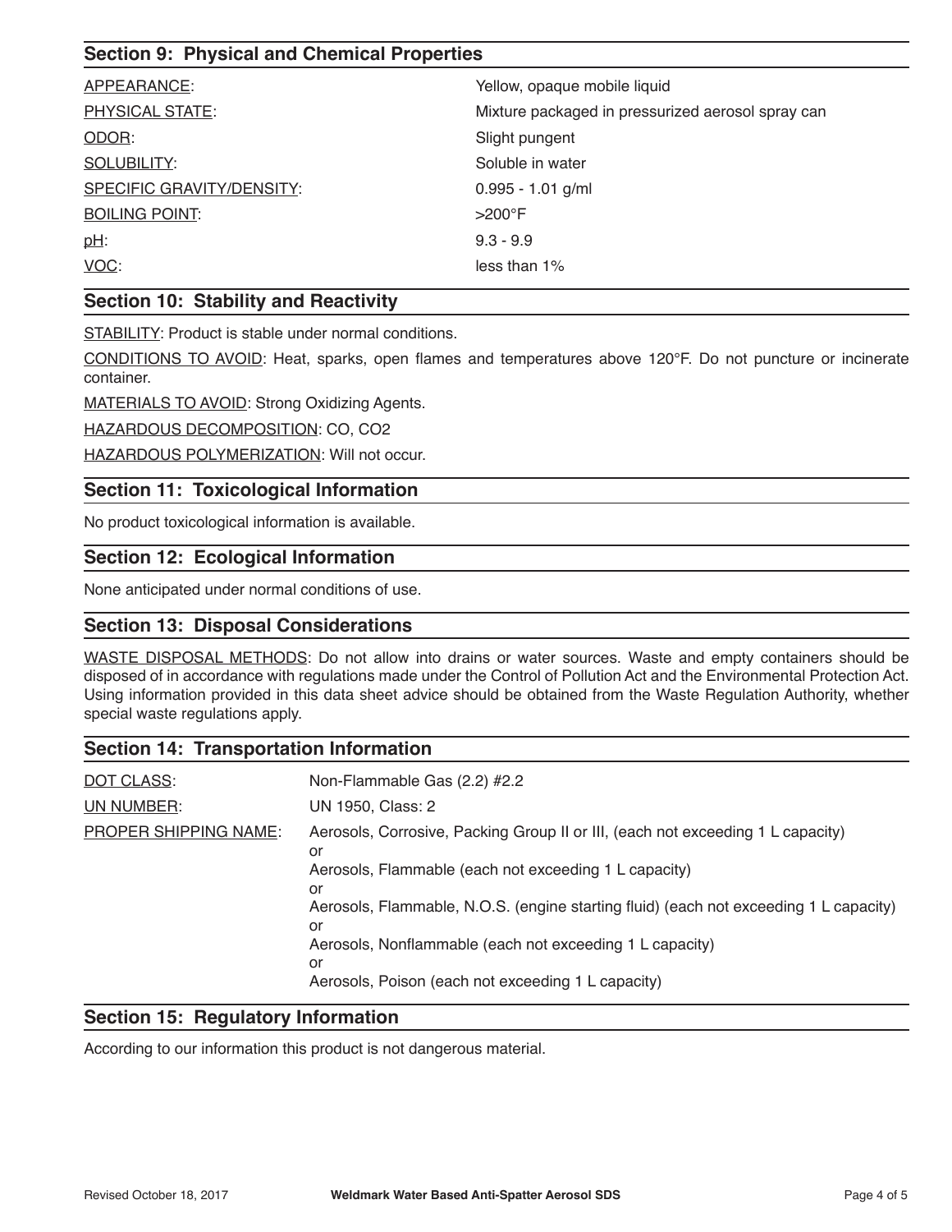## Section 9: Physical and Chemical Properties

| | |
|---|---|
| APPEARANCE: | Yellow, opaque mobile liquid |
| PHYSICAL STATE: | Mixture packaged in pressurized aerosol spray can |
| ODOR: | Slight pungent |
| SOLUBILITY: | Soluble in water |
| SPECIFIC GRAVITY/DENSITY: | 0.995 - 1.01 g/ml |
| BOILING POINT: | >200°F |
| pH: | 9.3 - 9.9 |
| VOC: | less than 1% |

## Section 10: Stability and Reactivity

STABILITY: Product is stable under normal conditions.

CONDITIONS TO AVOID: Heat, sparks, open flames and temperatures above 120°F. Do not puncture or incinerate container.

MATERIALS TO AVOID: Strong Oxidizing Agents.

HAZARDOUS DECOMPOSITION: $CO$, $CO_2$

HAZARDOUS POLYMERIZATION: Will not occur.

## Section 11: Toxicological Information

No product toxicological information is available.

## Section 12: Ecological Information

None anticipated under normal conditions of use.

## Section 13: Disposal Considerations

WASTE DISPOSAL METHODS: Do not allow into drains or water sources. Waste and empty containers should be disposed of in accordance with regulations made under the Control of Pollution Act and the Environmental Protection Act. Using information provided in this data sheet advice should be obtained from the Waste Regulation Authority, whether special waste regulations apply.

## Section 14: Transportation Information

DOT CLASS: Non-Flammable Gas (2.2) #2.2

UN NUMBER: UN 1950, Class: 2

PROPER SHIPPING NAME:
Aerosols, Corrosive, Packing Group II or III, (each not exceeding 1 L capacity)
or
Aerosols, Flammable (each not exceeding 1 L capacity)
or
Aerosols, Flammable, N.O.S. (engine starting fluid) (each not exceeding 1 L capacity)
or
Aerosols, Nonflammable (each not exceeding 1 L capacity)
or
Aerosols, Poison (each not exceeding 1 L capacity)

## Section 15: Regulatory Information

According to our information this product is not dangerous material.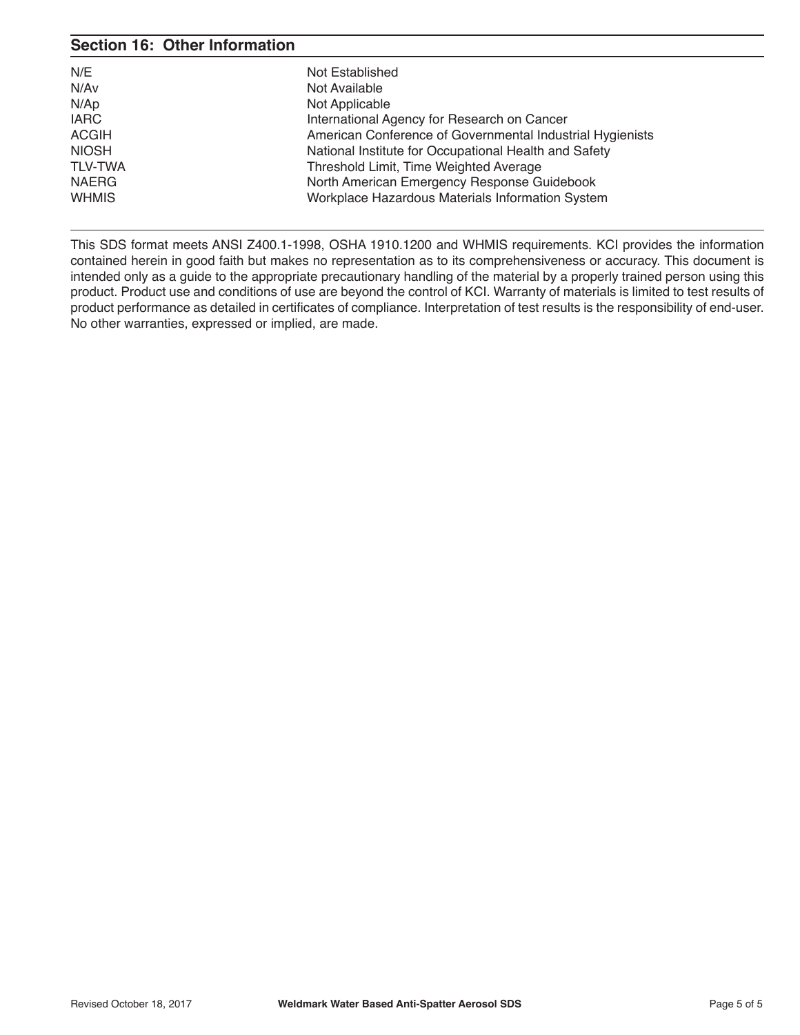## Section 16: Other Information

| | |
|---|---|
| N/E | Not Established |
| N/Av | Not Available |
| N/Ap | Not Applicable |
| IARC | International Agency for Research on Cancer |
| ACGIH | American Conference of Governmental Industrial Hygienists |
| NIOSH | National Institute for Occupational Health and Safety |
| TLV-TWA | Threshold Limit, Time Weighted Average |
| NAERG | North American Emergency Response Guidebook |
| WHMIS | Workplace Hazardous Materials Information System |

This SDS format meets ANSI Z400.1-1998, OSHA 1910.1200 and WHMIS requirements. KCI provides the information contained herein in good faith but makes no representation as to its comprehensiveness or accuracy. This document is intended only as a guide to the appropriate precautionary handling of the material by a properly trained person using this product. Product use and conditions of use are beyond the control of KCI. Warranty of materials is limited to test results of product performance as detailed in certificates of compliance. Interpretation of test results is the responsibility of end-user. No other warranties, expressed or implied, are made.